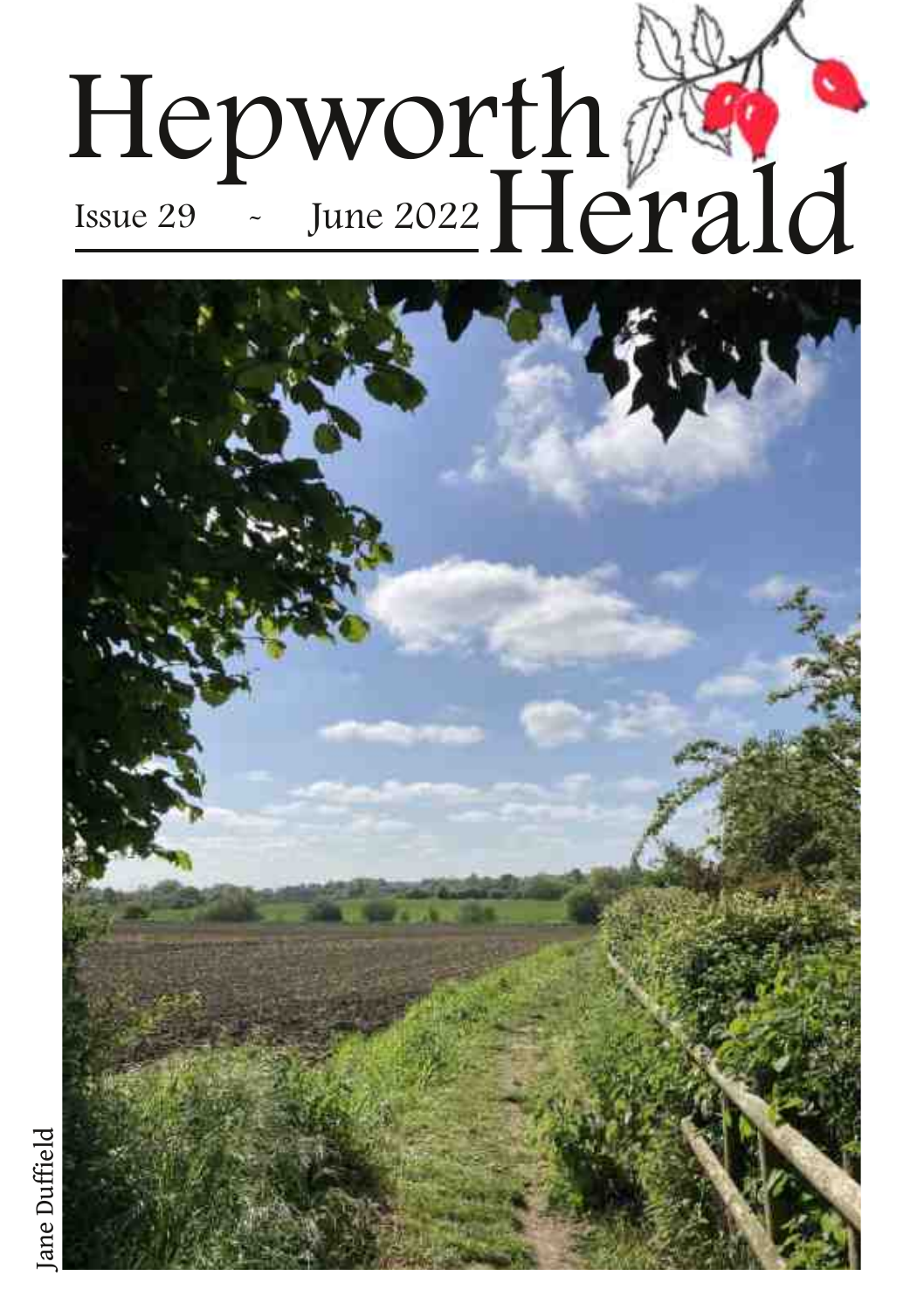# Hepworth Herald

Issue 29 ~ June 2022

Jane Duffield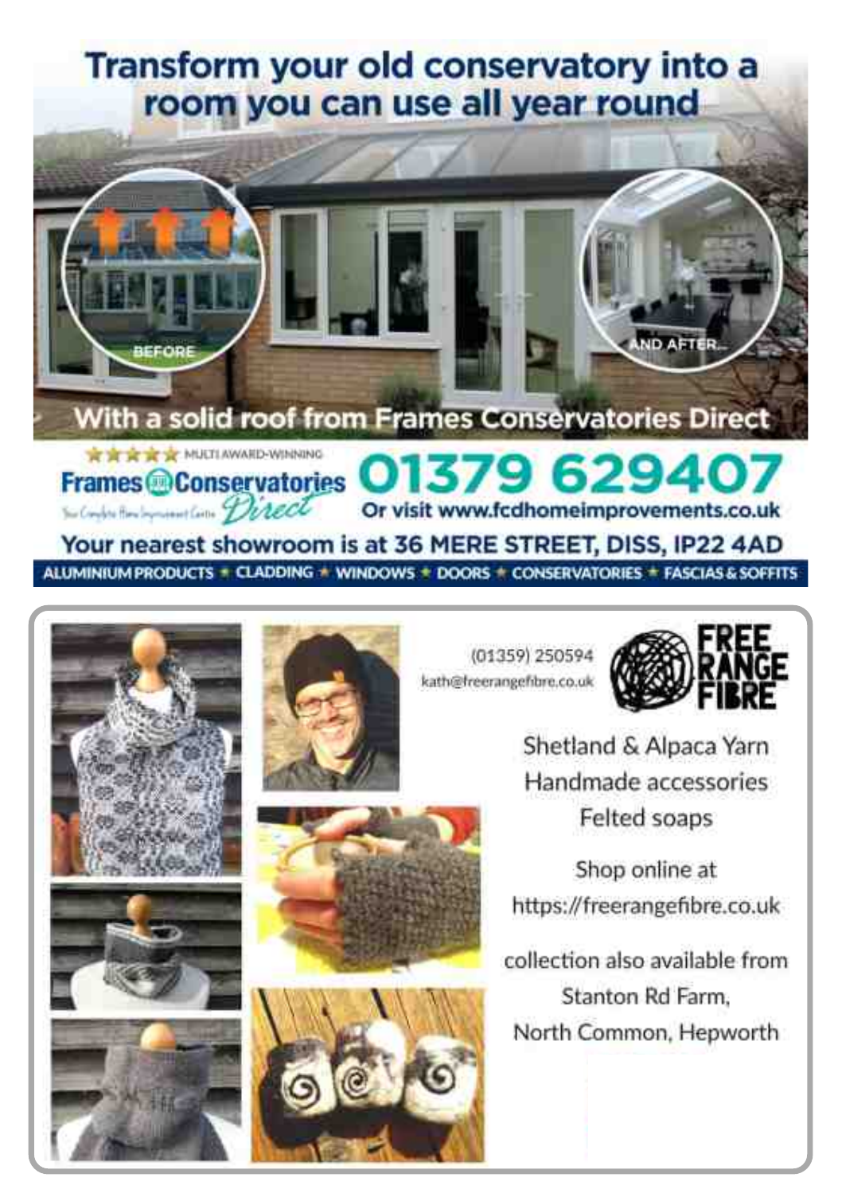# Transform your old conservatory into a room you can use all year round

BEFORE

AND AFTER...

With a solid roof from Frames Conservatories Direct

★★★★★ MULTI AWARD-WINNING

**Frames Conservatories Direct**

Your Complete Home Improvement Centre

**01379 629407**

Or visit www.fcdhomeimprovements.co.uk

**Your nearest showroom is at 36 MERE STREET, DISS, IP22 4AD**

ALUMINIUM PRODUCTS ★ CLADDING ★ WINDOWS ★ DOORS ★ CONSERVATORIES ★ FASCIAS & SOFFITS

---

(01359) 250594

kath@freerangefibre.co.uk

**FREE RANGE FIBRE**

Shetland & Alpaca Yarn

Handmade accessories

Felted soaps

Shop online at

https://freerangefibre.co.uk

collection also available from

Stanton Rd Farm,

North Common, Hepworth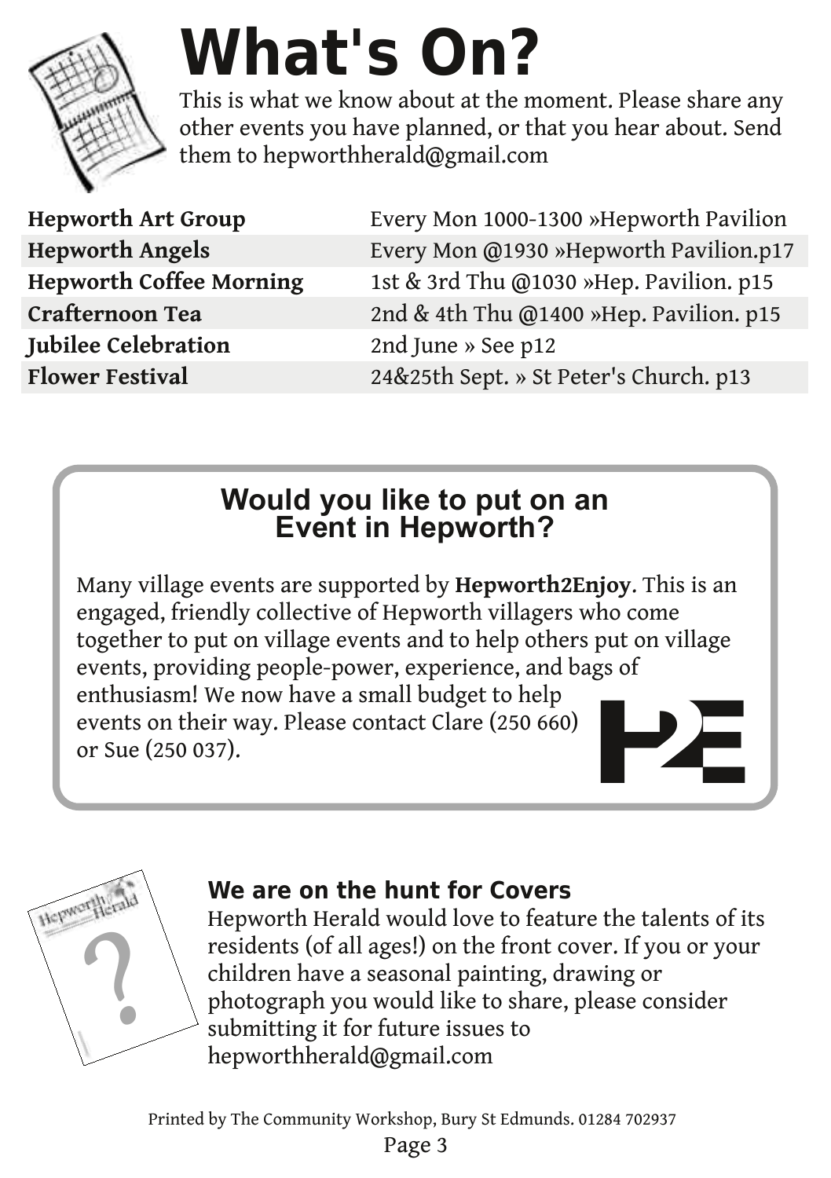# What's On?

This is what we know about at the moment. Please share any other events you have planned, or that you hear about. Send them to hepworthherald@gmail.com

| | |
|---|---|
| **Hepworth Art Group** | Every Mon 1000-1300 »Hepworth Pavilion |
| **Hepworth Angels** | Every Mon @1930 »Hepworth Pavilion.p17 |
| **Hepworth Coffee Morning** | 1st & 3rd Thu @1030 »Hep. Pavilion. p15 |
| **Crafternoon Tea** | 2nd & 4th Thu @1400 »Hep. Pavilion. p15 |
| **Jubilee Celebration** | 2nd June » See p12 |
| **Flower Festival** | 24&25th Sept. » St Peter's Church. p13 |

## Would you like to put on an Event in Hepworth?

Many village events are supported by **Hepworth2Enjoy**. This is an engaged, friendly collective of Hepworth villagers who come together to put on village events and to help others put on village events, providing people-power, experience, and bags of enthusiasm! We now have a small budget to help events on their way. Please contact Clare (250 660) or Sue (250 037).

### We are on the hunt for Covers

Hepworth Herald would love to feature the talents of its residents (of all ages!) on the front cover. If you or your children have a seasonal painting, drawing or photograph you would like to share, please consider submitting it for future issues to hepworthherald@gmail.com

Printed by The Community Workshop, Bury St Edmunds. 01284 702937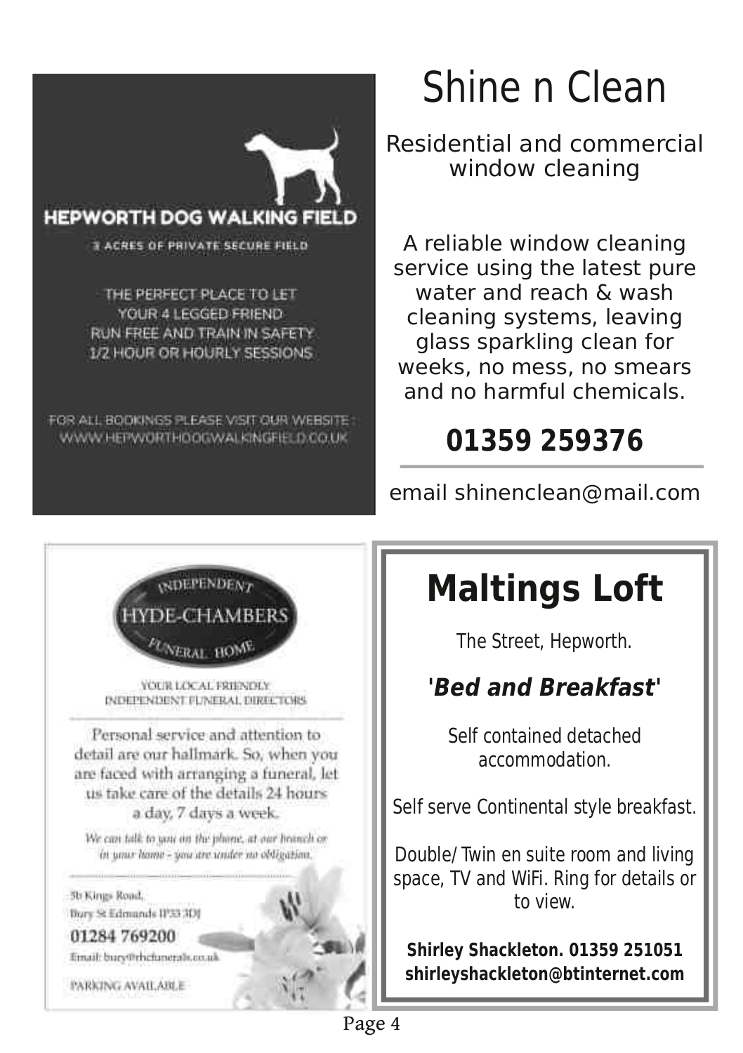## HEPWORTH DOG WALKING FIELD

3 ACRES OF PRIVATE SECURE FIELD

THE PERFECT PLACE TO LET
YOUR 4 LEGGED FRIEND
RUN FREE AND TRAIN IN SAFETY
1/2 HOUR OR HOURLY SESSIONS

FOR ALL BOOKINGS PLEASE VISIT OUR WEBSITE :
WWW.HEPWORTHDOGWALKINGFIELD.CO.UK

# Shine n Clean

Residential and commercial window cleaning

A reliable window cleaning service using the latest pure water and reach & wash cleaning systems, leaving glass sparkling clean for weeks, no mess, no smears and no harmful chemicals.

**01359 259376**

email shinenclean@mail.com

---

INDEPENDENT
HYDE-CHAMBERS
FUNERAL HOME

YOUR LOCAL FRIENDLY
INDEPENDENT FUNERAL DIRECTORS

Personal service and attention to detail are our hallmark. So, when you are faced with arranging a funeral, let us take care of the details 24 hours a day, 7 days a week.

*We can talk to you on the phone, at our branch or in your home - you are under no obligation.*

5b Kings Road,
Bury St Edmunds IP33 3DJ

**01284 769200**

Email: bury@rhcfunerals.co.uk

PARKING AVAILABLE

# Maltings Loft

The Street, Hepworth.

**'*Bed and Breakfast*'**

Self contained detached accommodation.

Self serve Continental style breakfast.

Double/ Twin en suite room and living space, TV and WiFi. Ring for details or to view.

**Shirley Shackleton. 01359 251051**
**shirleyshackleton@btinternet.com**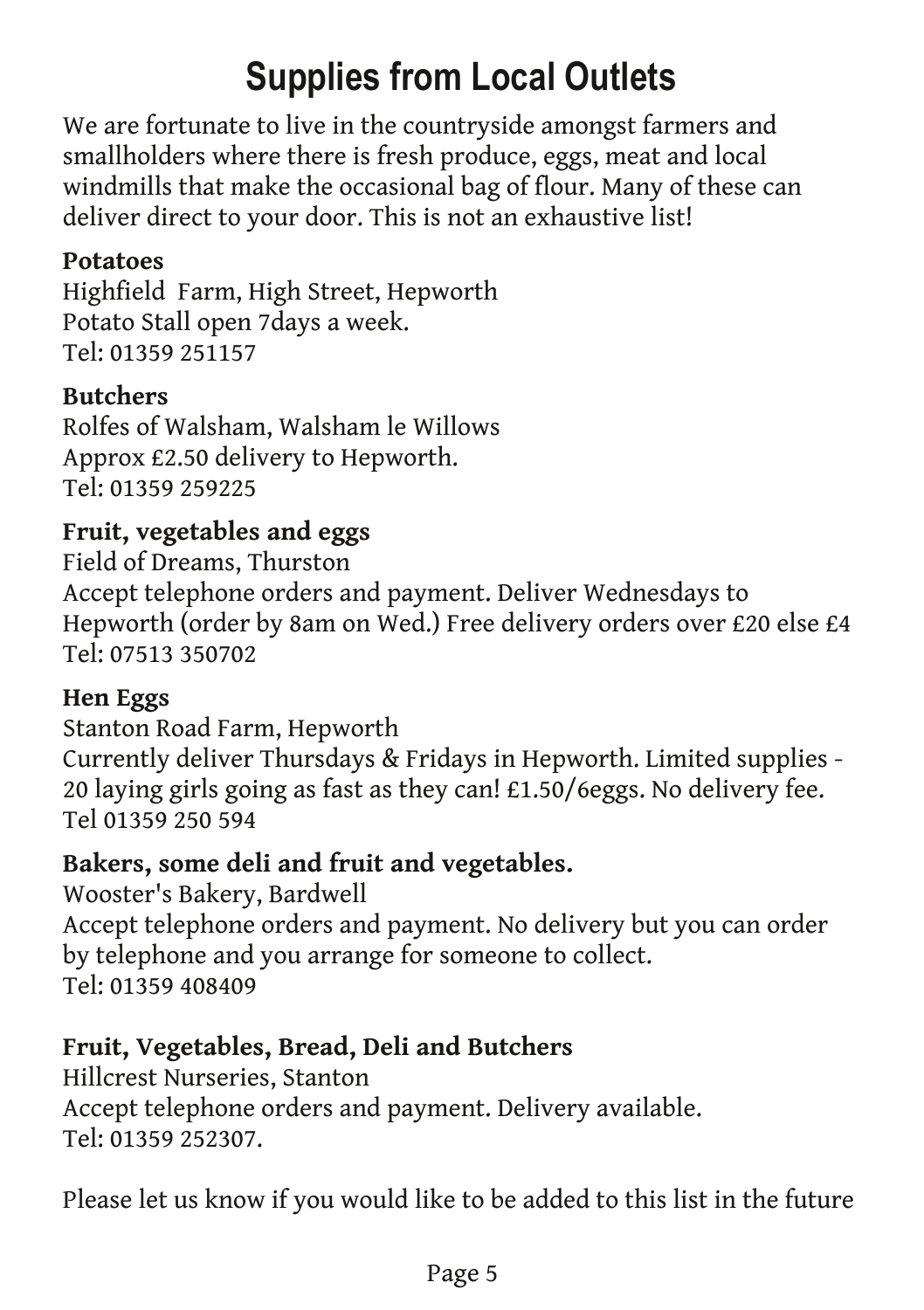# Supplies from Local Outlets

We are fortunate to live in the countryside amongst farmers and smallholders where there is fresh produce, eggs, meat and local windmills that make the occasional bag of flour. Many of these can deliver direct to your door. This is not an exhaustive list!

**Potatoes**
Highfield Farm, High Street, Hepworth
Potato Stall open 7days a week.
Tel: 01359 251157

**Butchers**
Rolfes of Walsham, Walsham le Willows
Approx £2.50 delivery to Hepworth.
Tel: 01359 259225

**Fruit, vegetables and eggs**
Field of Dreams, Thurston
Accept telephone orders and payment. Deliver Wednesdays to Hepworth (order by 8am on Wed.) Free delivery orders over £20 else £4
Tel: 07513 350702

**Hen Eggs**
Stanton Road Farm, Hepworth
Currently deliver Thursdays & Fridays in Hepworth. Limited supplies - 20 laying girls going as fast as they can! £1.50/6eggs. No delivery fee.
Tel 01359 250 594

**Bakers, some deli and fruit and vegetables.**
Wooster's Bakery, Bardwell
Accept telephone orders and payment. No delivery but you can order by telephone and you arrange for someone to collect.
Tel: 01359 408409

**Fruit, Vegetables, Bread, Deli and Butchers**
Hillcrest Nurseries, Stanton
Accept telephone orders and payment. Delivery available.
Tel: 01359 252307.

Please let us know if you would like to be added to this list in the future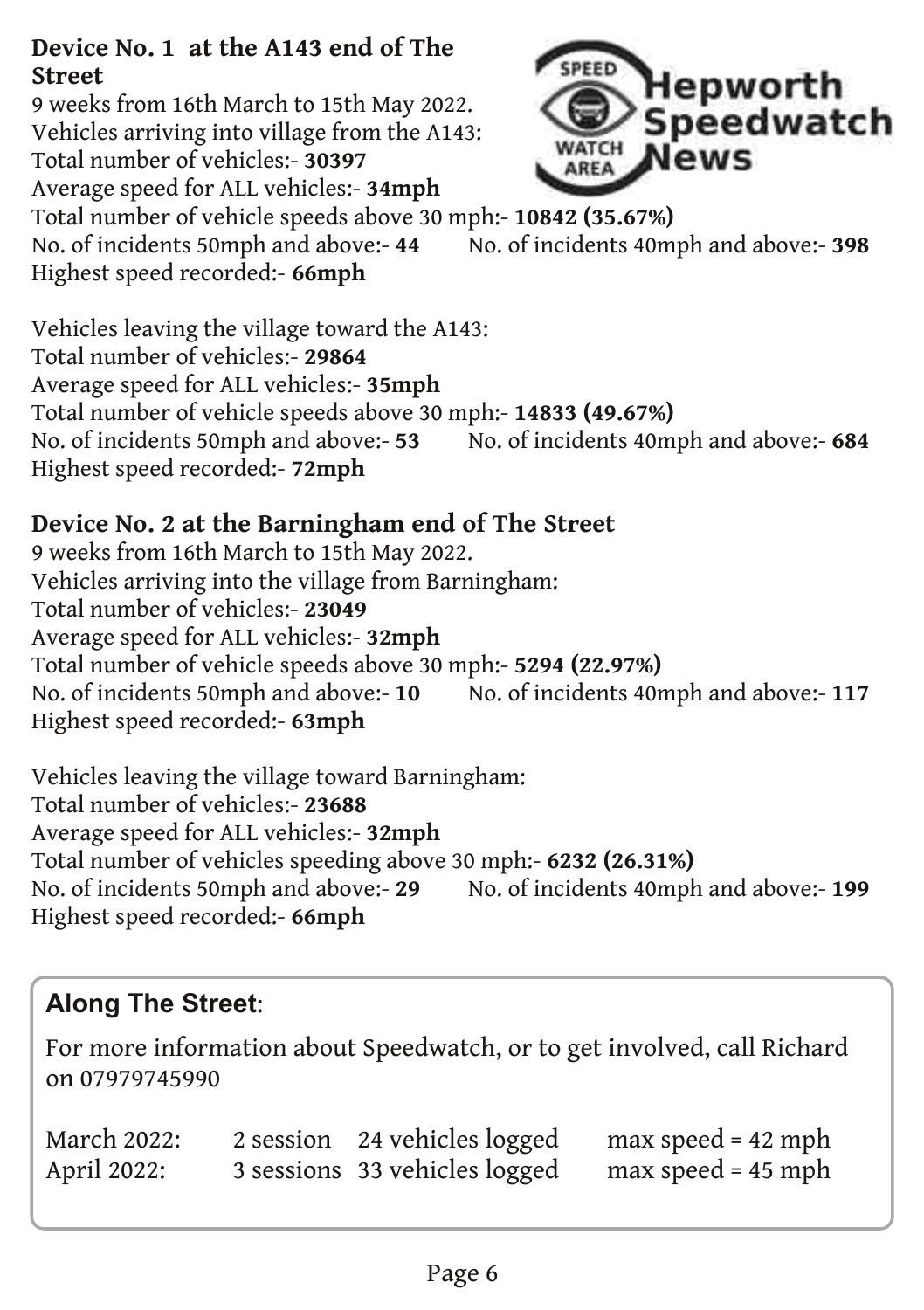**Hepworth Speedwatch News**

## Device No. 1 at the A143 end of The Street

9 weeks from 16th March to 15th May 2022.
Vehicles arriving into village from the A143:
Total number of vehicles:- **30397**
Average speed for ALL vehicles:- **34mph**
Total number of vehicle speeds above 30 mph:- **10842 (35.67%)**
No. of incidents 50mph and above:- **44** No. of incidents 40mph and above:- **398**
Highest speed recorded:- **66mph**

Vehicles leaving the village toward the A143:
Total number of vehicles:- **29864**
Average speed for ALL vehicles:- **35mph**
Total number of vehicle speeds above 30 mph:- **14833 (49.67%)**
No. of incidents 50mph and above:- **53** No. of incidents 40mph and above:- **684**
Highest speed recorded:- **72mph**

## Device No. 2 at the Barningham end of The Street

9 weeks from 16th March to 15th May 2022.
Vehicles arriving into the village from Barningham:
Total number of vehicles:- **23049**
Average speed for ALL vehicles:- **32mph**
Total number of vehicle speeds above 30 mph:- **5294 (22.97%)**
No. of incidents 50mph and above:- **10** No. of incidents 40mph and above:- **117**
Highest speed recorded:- **63mph**

Vehicles leaving the village toward Barningham:
Total number of vehicles:- **23688**
Average speed for ALL vehicles:- **32mph**
Total number of vehicles speeding above 30 mph:- **6232 (26.31%)**
No. of incidents 50mph and above:- **29** No. of incidents 40mph and above:- **199**
Highest speed recorded:- **66mph**

## Along The Street:

For more information about Speedwatch, or to get involved, call Richard on 07979745990

| | | | |
|---|---|---|---|
| March 2022: | 2 session | 24 vehicles logged | max speed = 42 mph |
| April 2022: | 3 sessions | 33 vehicles logged | max speed = 45 mph |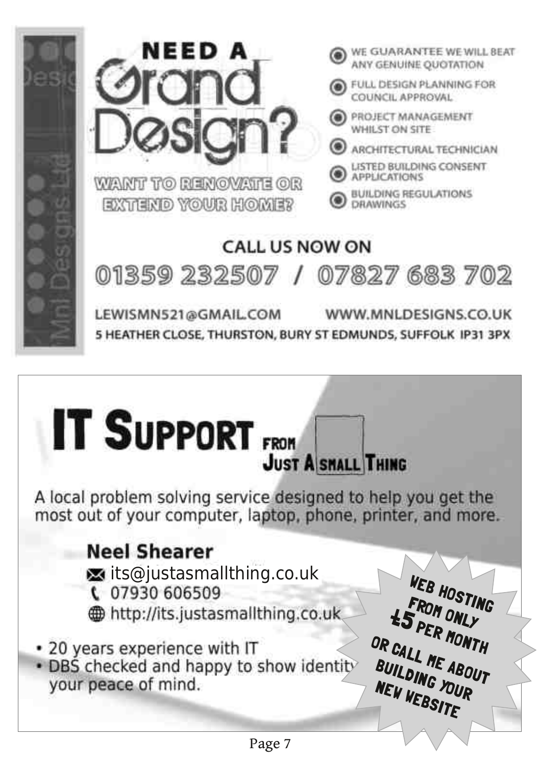# NEED A Grand Design?

WANT TO RENOVATE OR EXTEND YOUR HOME?

- WE GUARANTEE WE WILL BEAT ANY GENUINE QUOTATION
- FULL DESIGN PLANNING FOR COUNCIL APPROVAL
- PROJECT MANAGEMENT WHILST ON SITE
- ARCHITECTURAL TECHNICIAN
- LISTED BUILDING CONSENT APPLICATIONS
- BUILDING REGULATIONS DRAWINGS

CALL US NOW ON

**01359 232507 / 07827 683 702**

LEWISMN521@GMAIL.COM WWW.MNLDESIGNS.CO.UK

5 HEATHER CLOSE, THURSTON, BURY ST EDMUNDS, SUFFOLK IP31 3PX

Mnl Designs Ltd

# IT SUPPORT FROM JUST A SMALL THING

A local problem solving service designed to help you get the most out of your computer, laptop, phone, printer, and more.

**Neel Shearer**

its@justasmallthing.co.uk

07930 606509

http://its.justasmallthing.co.uk

- 20 years experience with IT
- DBS checked and happy to show identity for your peace of mind.

WEB HOSTING FROM ONLY £5 PER MONTH OR CALL ME ABOUT BUILDING YOUR NEW WEBSITE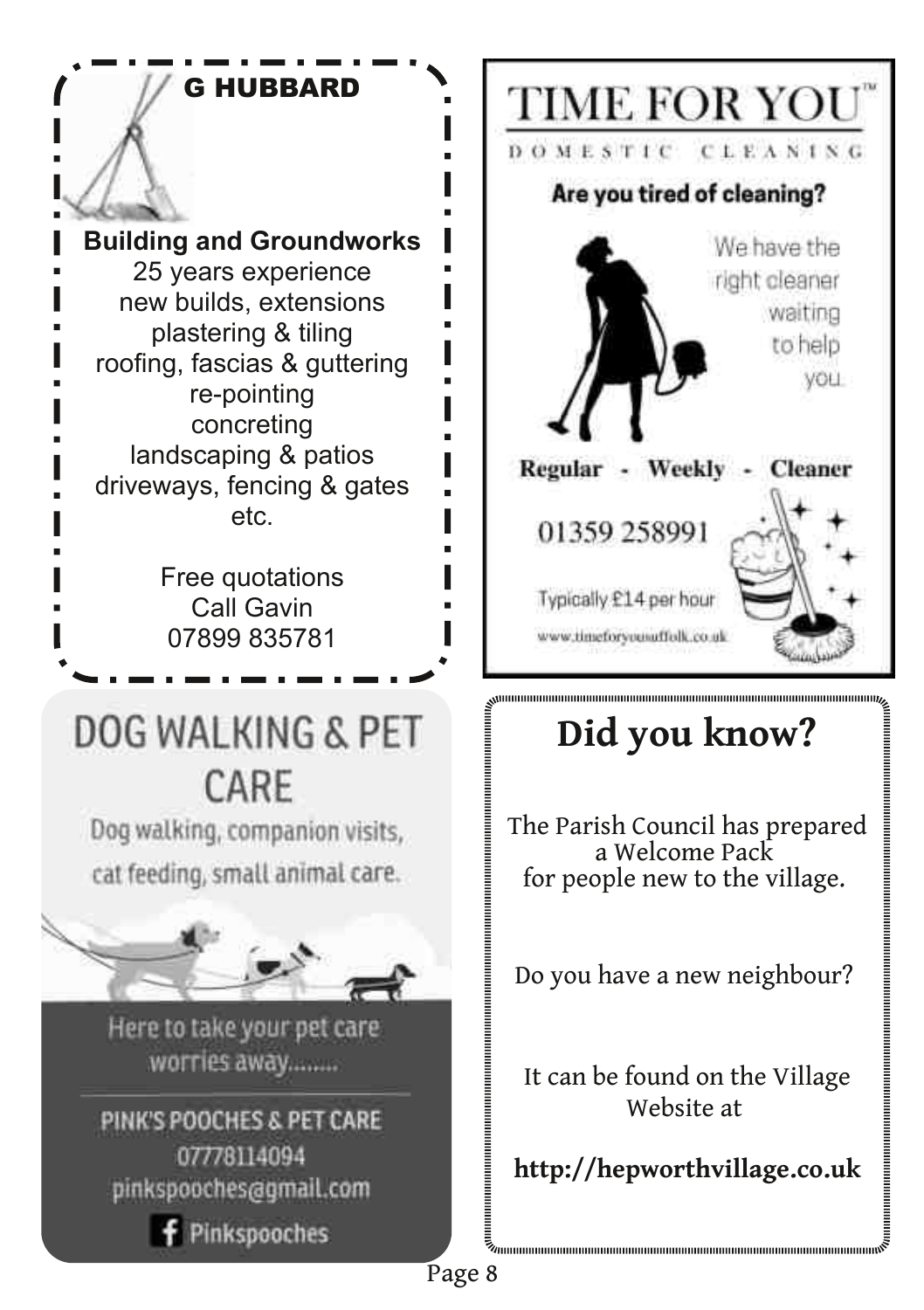## G HUBBARD

**Building and Groundworks**

25 years experience
new builds, extensions
plastering & tiling
roofing, fascias & guttering
re-pointing
concreting
landscaping & patios
driveways, fencing & gates
etc.

Free quotations
Call Gavin
07899 835781

## TIME FOR YOU™

DOMESTIC CLEANING

**Are you tired of cleaning?**

We have the right cleaner waiting to help you.

**Regular - Weekly - Cleaner**

01359 258991

Typically £14 per hour

www.timeforyousuffolk.co.uk

## DOG WALKING & PET CARE

Dog walking, companion visits, cat feeding, small animal care.

Here to take your pet care worries away........

PINK'S POOCHES & PET CARE
07778114094
pinkspooches@gmail.com
Pinkspooches

## Did you know?

The Parish Council has prepared a Welcome Pack for people new to the village.

Do you have a new neighbour?

It can be found on the Village Website at

**http://hepworthvillage.co.uk**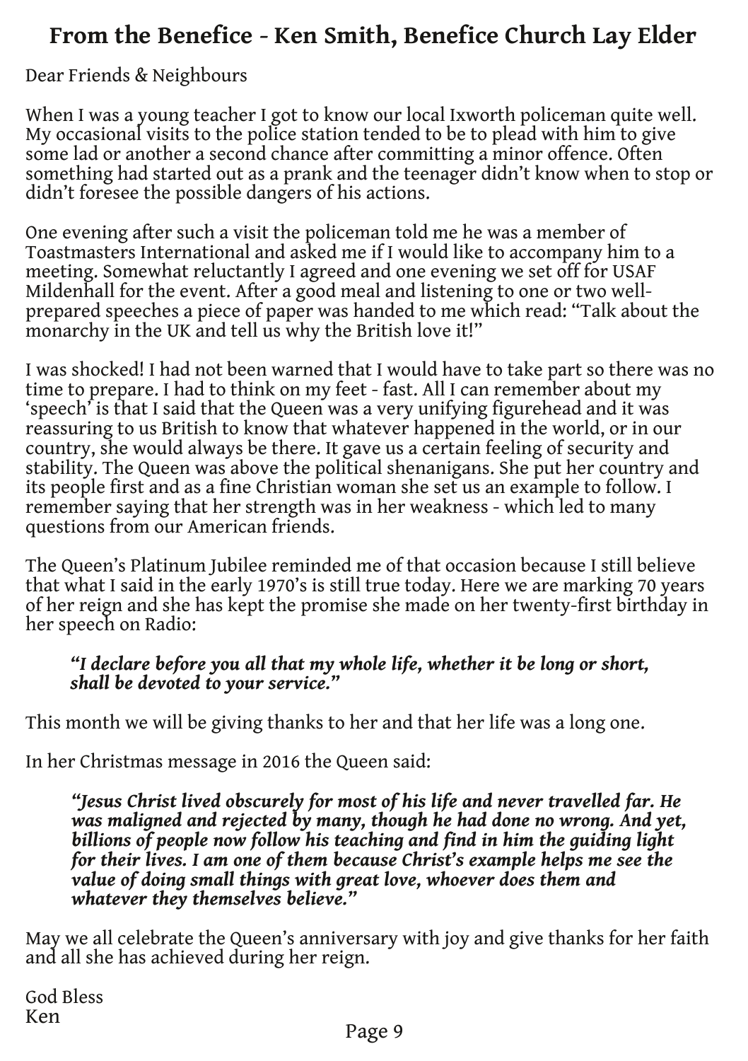## From the Benefice - Ken Smith, Benefice Church Lay Elder

Dear Friends & Neighbours

When I was a young teacher I got to know our local Ixworth policeman quite well. My occasional visits to the police station tended to be to plead with him to give some lad or another a second chance after committing a minor offence. Often something had started out as a prank and the teenager didn't know when to stop or didn't foresee the possible dangers of his actions.

One evening after such a visit the policeman told me he was a member of Toastmasters International and asked me if I would like to accompany him to a meeting. Somewhat reluctantly I agreed and one evening we set off for USAF Mildenhall for the event. After a good meal and listening to one or two well-prepared speeches a piece of paper was handed to me which read: "Talk about the monarchy in the UK and tell us why the British love it!"

I was shocked! I had not been warned that I would have to take part so there was no time to prepare. I had to think on my feet - fast. All I can remember about my 'speech' is that I said that the Queen was a very unifying figurehead and it was reassuring to us British to know that whatever happened in the world, or in our country, she would always be there. It gave us a certain feeling of security and stability. The Queen was above the political shenanigans. She put her country and its people first and as a fine Christian woman she set us an example to follow. I remember saying that her strength was in her weakness - which led to many questions from our American friends.

The Queen's Platinum Jubilee reminded me of that occasion because I still believe that what I said in the early 1970's is still true today. Here we are marking 70 years of her reign and she has kept the promise she made on her twenty-first birthday in her speech on Radio:

> ***"I declare before you all that my whole life, whether it be long or short, shall be devoted to your service."***

This month we will be giving thanks to her and that her life was a long one.

In her Christmas message in 2016 the Queen said:

> ***"Jesus Christ lived obscurely for most of his life and never travelled far. He was maligned and rejected by many, though he had done no wrong. And yet, billions of people now follow his teaching and find in him the guiding light for their lives. I am one of them because Christ's example helps me see the value of doing small things with great love, whoever does them and whatever they themselves believe."***

May we all celebrate the Queen's anniversary with joy and give thanks for her faith and all she has achieved during her reign.

God Bless
Ken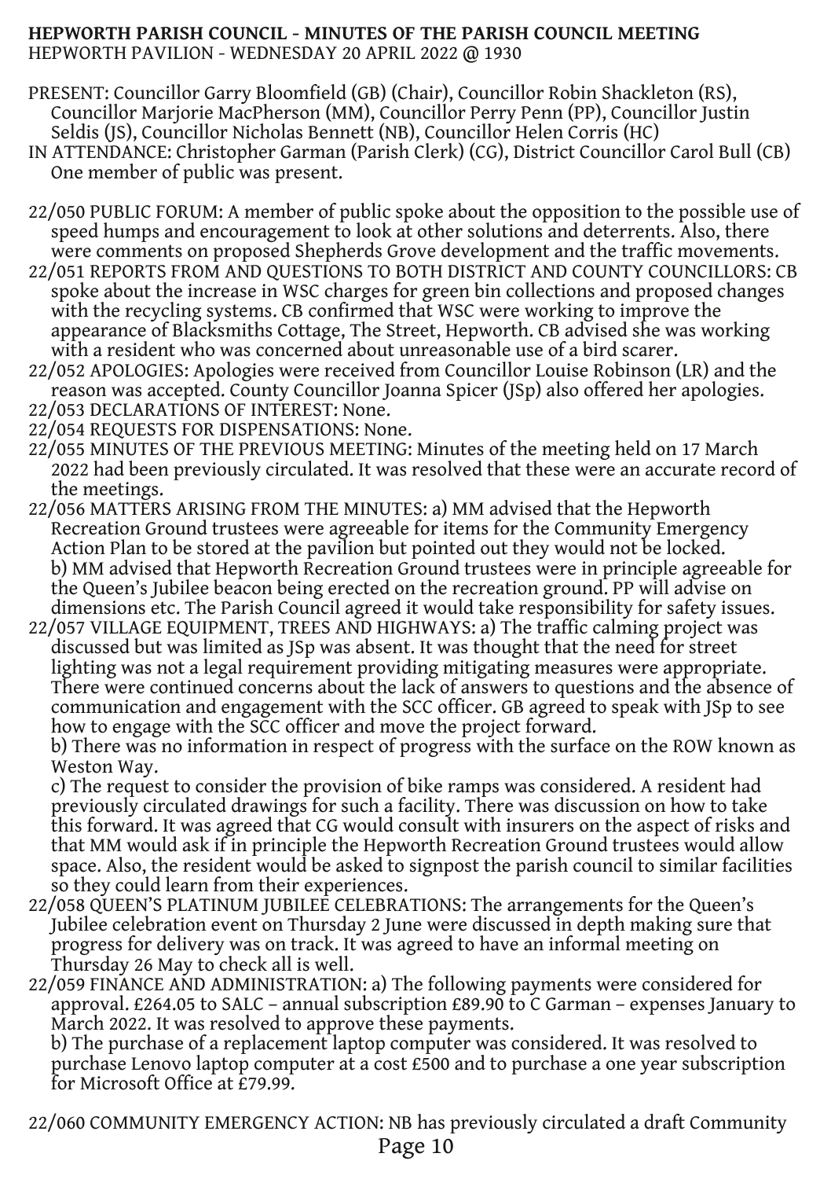**HEPWORTH PARISH COUNCIL - MINUTES OF THE PARISH COUNCIL MEETING**
HEPWORTH PAVILION - WEDNESDAY 20 APRIL 2022 @ 1930

PRESENT: Councillor Garry Bloomfield (GB) (Chair), Councillor Robin Shackleton (RS), Councillor Marjorie MacPherson (MM), Councillor Perry Penn (PP), Councillor Justin Seldis (JS), Councillor Nicholas Bennett (NB), Councillor Helen Corris (HC)

IN ATTENDANCE: Christopher Garman (Parish Clerk) (CG), District Councillor Carol Bull (CB) One member of public was present.

22/050 PUBLIC FORUM: A member of public spoke about the opposition to the possible use of speed humps and encouragement to look at other solutions and deterrents. Also, there were comments on proposed Shepherds Grove development and the traffic movements.

22/051 REPORTS FROM AND QUESTIONS TO BOTH DISTRICT AND COUNTY COUNCILLORS: CB spoke about the increase in WSC charges for green bin collections and proposed changes with the recycling systems. CB confirmed that WSC were working to improve the appearance of Blacksmiths Cottage, The Street, Hepworth. CB advised she was working with a resident who was concerned about unreasonable use of a bird scarer.

22/052 APOLOGIES: Apologies were received from Councillor Louise Robinson (LR) and the reason was accepted. County Councillor Joanna Spicer (JSp) also offered her apologies.

22/053 DECLARATIONS OF INTEREST: None.

22/054 REQUESTS FOR DISPENSATIONS: None.

22/055 MINUTES OF THE PREVIOUS MEETING: Minutes of the meeting held on 17 March 2022 had been previously circulated. It was resolved that these were an accurate record of the meetings.

22/056 MATTERS ARISING FROM THE MINUTES: a) MM advised that the Hepworth Recreation Ground trustees were agreeable for items for the Community Emergency Action Plan to be stored at the pavilion but pointed out they would not be locked.
b) MM advised that Hepworth Recreation Ground trustees were in principle agreeable for the Queen's Jubilee beacon being erected on the recreation ground. PP will advise on dimensions etc. The Parish Council agreed it would take responsibility for safety issues.

22/057 VILLAGE EQUIPMENT, TREES AND HIGHWAYS: a) The traffic calming project was discussed but was limited as JSp was absent. It was thought that the need for street lighting was not a legal requirement providing mitigating measures were appropriate. There were continued concerns about the lack of answers to questions and the absence of communication and engagement with the SCC officer. GB agreed to speak with JSp to see how to engage with the SCC officer and move the project forward.
b) There was no information in respect of progress with the surface on the ROW known as Weston Way.
c) The request to consider the provision of bike ramps was considered. A resident had previously circulated drawings for such a facility. There was discussion on how to take this forward. It was agreed that CG would consult with insurers on the aspect of risks and that MM would ask if in principle the Hepworth Recreation Ground trustees would allow space. Also, the resident would be asked to signpost the parish council to similar facilities so they could learn from their experiences.

22/058 QUEEN'S PLATINUM JUBILEE CELEBRATIONS: The arrangements for the Queen's Jubilee celebration event on Thursday 2 June were discussed in depth making sure that progress for delivery was on track. It was agreed to have an informal meeting on Thursday 26 May to check all is well.

22/059 FINANCE AND ADMINISTRATION: a) The following payments were considered for approval. £264.05 to SALC – annual subscription £89.90 to C Garman – expenses January to March 2022. It was resolved to approve these payments.
b) The purchase of a replacement laptop computer was considered. It was resolved to purchase Lenovo laptop computer at a cost £500 and to purchase a one year subscription for Microsoft Office at £79.99.

22/060 COMMUNITY EMERGENCY ACTION: NB has previously circulated a draft Community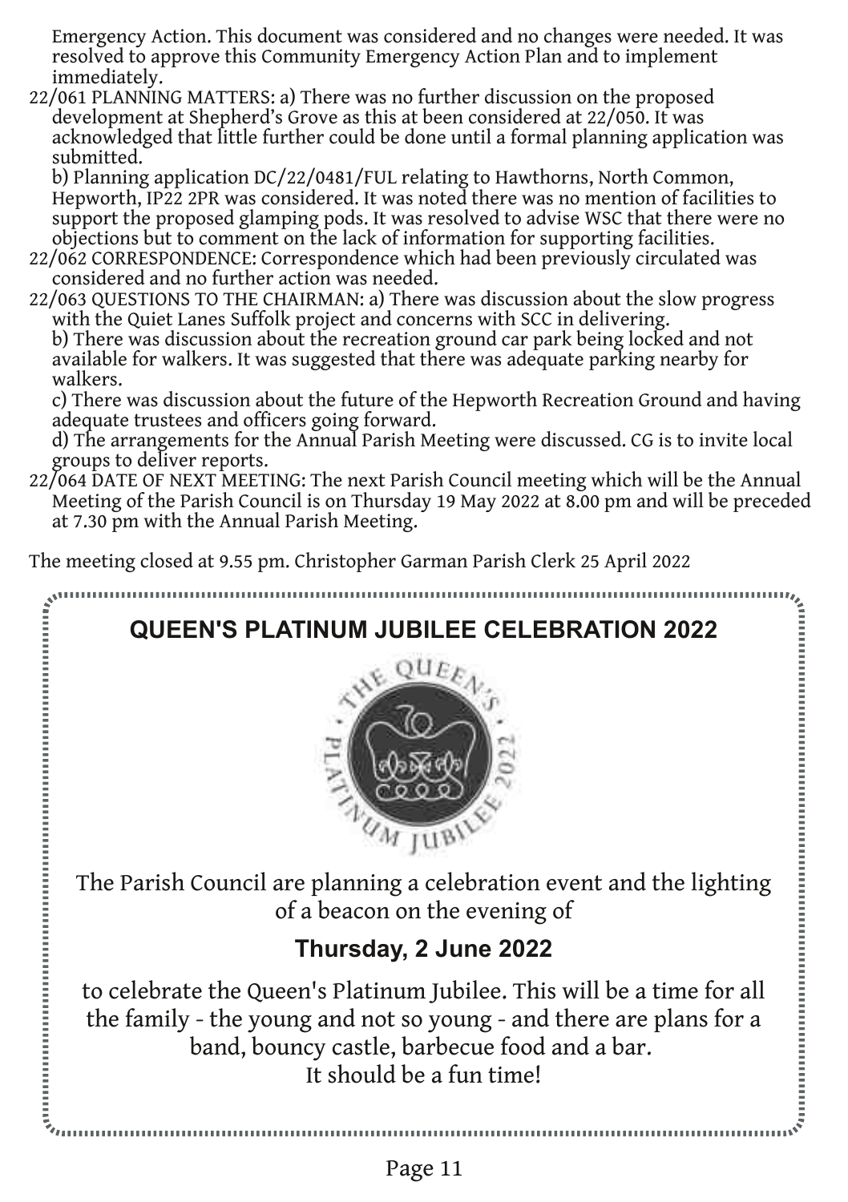Emergency Action. This document was considered and no changes were needed. It was resolved to approve this Community Emergency Action Plan and to implement immediately.

22/061 PLANNING MATTERS: a) There was no further discussion on the proposed development at Shepherd's Grove as this at been considered at 22/050. It was acknowledged that little further could be done until a formal planning application was submitted.

b) Planning application DC/22/0481/FUL relating to Hawthorns, North Common, Hepworth, IP22 2PR was considered. It was noted there was no mention of facilities to support the proposed glamping pods. It was resolved to advise WSC that there were no objections but to comment on the lack of information for supporting facilities.

22/062 CORRESPONDENCE: Correspondence which had been previously circulated was considered and no further action was needed.

22/063 QUESTIONS TO THE CHAIRMAN: a) There was discussion about the slow progress with the Quiet Lanes Suffolk project and concerns with SCC in delivering.

b) There was discussion about the recreation ground car park being locked and not available for walkers. It was suggested that there was adequate parking nearby for walkers.

c) There was discussion about the future of the Hepworth Recreation Ground and having adequate trustees and officers going forward.

d) The arrangements for the Annual Parish Meeting were discussed. CG is to invite local groups to deliver reports.

22/064 DATE OF NEXT MEETING: The next Parish Council meeting which will be the Annual Meeting of the Parish Council is on Thursday 19 May 2022 at 8.00 pm and will be preceded at 7.30 pm with the Annual Parish Meeting.

The meeting closed at 9.55 pm. Christopher Garman Parish Clerk 25 April 2022

## QUEEN'S PLATINUM JUBILEE CELEBRATION 2022

The Parish Council are planning a celebration event and the lighting of a beacon on the evening of

**Thursday, 2 June 2022**

to celebrate the Queen's Platinum Jubilee. This will be a time for all the family - the young and not so young - and there are plans for a band, bouncy castle, barbecue food and a bar.
It should be a fun time!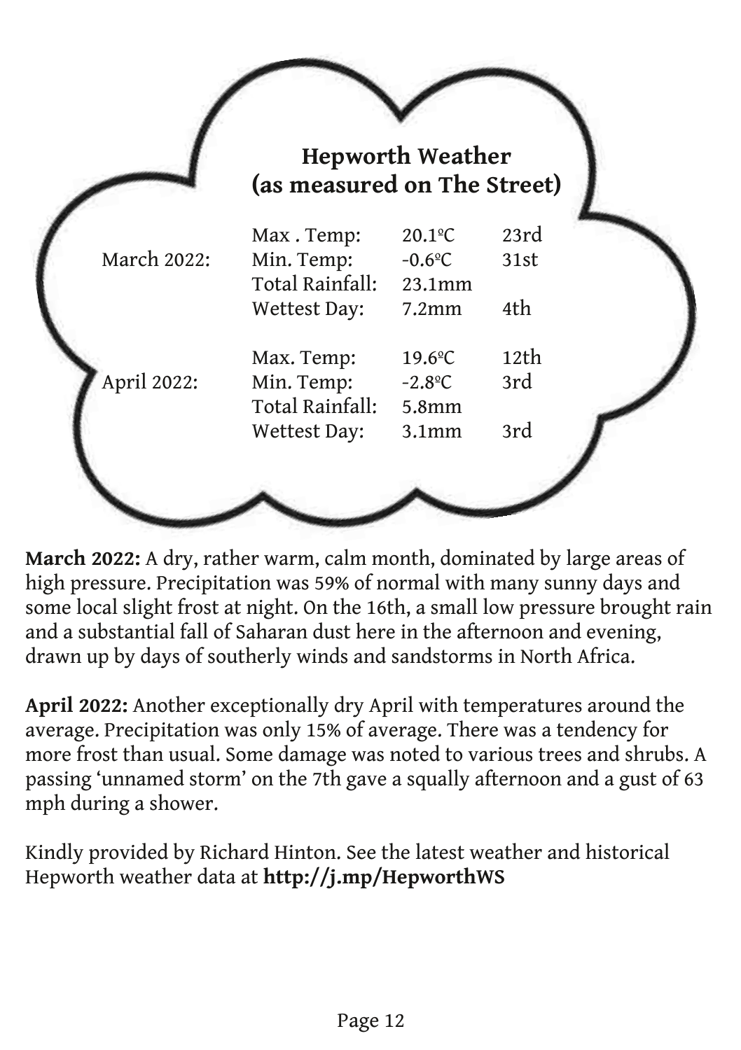## Hepworth Weather (as measured on The Street)

| | | | |
|---|---|---|---|
| March 2022: | Max . Temp: | 20.1ºC | 23rd |
| | Min. Temp: | -0.6ºC | 31st |
| | Total Rainfall: | 23.1mm | |
| | Wettest Day: | 7.2mm | 4th |
| April 2022: | Max. Temp: | 19.6ºC | 12th |
| | Min. Temp: | -2.8ºC | 3rd |
| | Total Rainfall: | 5.8mm | |
| | Wettest Day: | 3.1mm | 3rd |

**March 2022:** A dry, rather warm, calm month, dominated by large areas of high pressure. Precipitation was 59% of normal with many sunny days and some local slight frost at night. On the 16th, a small low pressure brought rain and a substantial fall of Saharan dust here in the afternoon and evening, drawn up by days of southerly winds and sandstorms in North Africa.

**April 2022:** Another exceptionally dry April with temperatures around the average. Precipitation was only 15% of average. There was a tendency for more frost than usual. Some damage was noted to various trees and shrubs. A passing 'unnamed storm' on the 7th gave a squally afternoon and a gust of 63 mph during a shower.

Kindly provided by Richard Hinton. See the latest weather and historical Hepworth weather data at **http://j.mp/HepworthWS**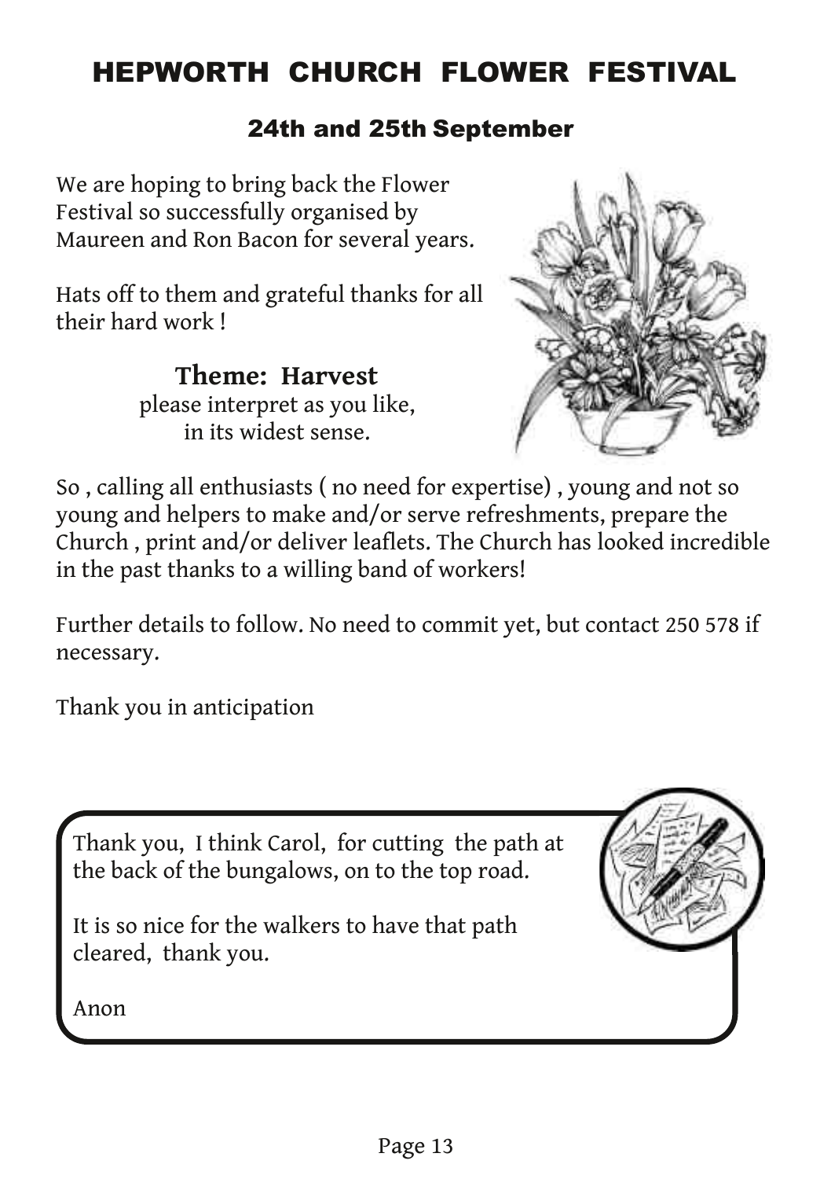# HEPWORTH CHURCH FLOWER FESTIVAL

## 24th and 25th September

We are hoping to bring back the Flower Festival so successfully organised by Maureen and Ron Bacon for several years.

Hats off to them and grateful thanks for all their hard work !

**Theme: Harvest**
please interpret as you like,
in its widest sense.

So , calling all enthusiasts ( no need for expertise) , young and not so young and helpers to make and/or serve refreshments, prepare the Church , print and/or deliver leaflets. The Church has looked incredible in the past thanks to a willing band of workers!

Further details to follow. No need to commit yet, but contact 250 578 if necessary.

Thank you in anticipation

Thank you, I think Carol, for cutting the path at the back of the bungalows, on to the top road.

It is so nice for the walkers to have that path cleared, thank you.

Anon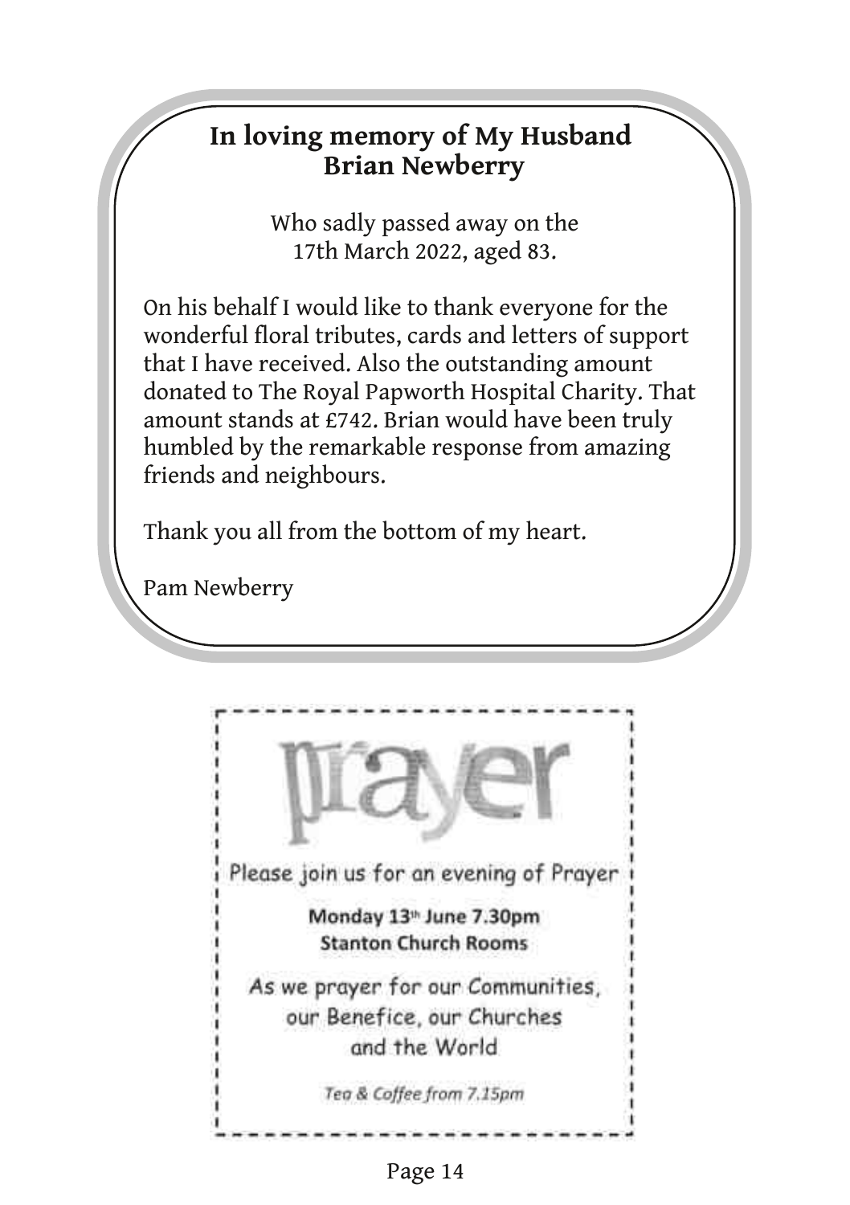## In loving memory of My Husband
## Brian Newberry

Who sadly passed away on the
17th March 2022, aged 83.

On his behalf I would like to thank everyone for the wonderful floral tributes, cards and letters of support that I have received. Also the outstanding amount donated to The Royal Papworth Hospital Charity. That amount stands at £742. Brian would have been truly humbled by the remarkable response from amazing friends and neighbours.

Thank you all from the bottom of my heart.

Pam Newberry

# prayer

Please join us for an evening of Prayer

**Monday 13th June 7.30pm**
**Stanton Church Rooms**

As we prayer for our Communities, our Benefice, our Churches and the World

*Tea & Coffee from 7.15pm*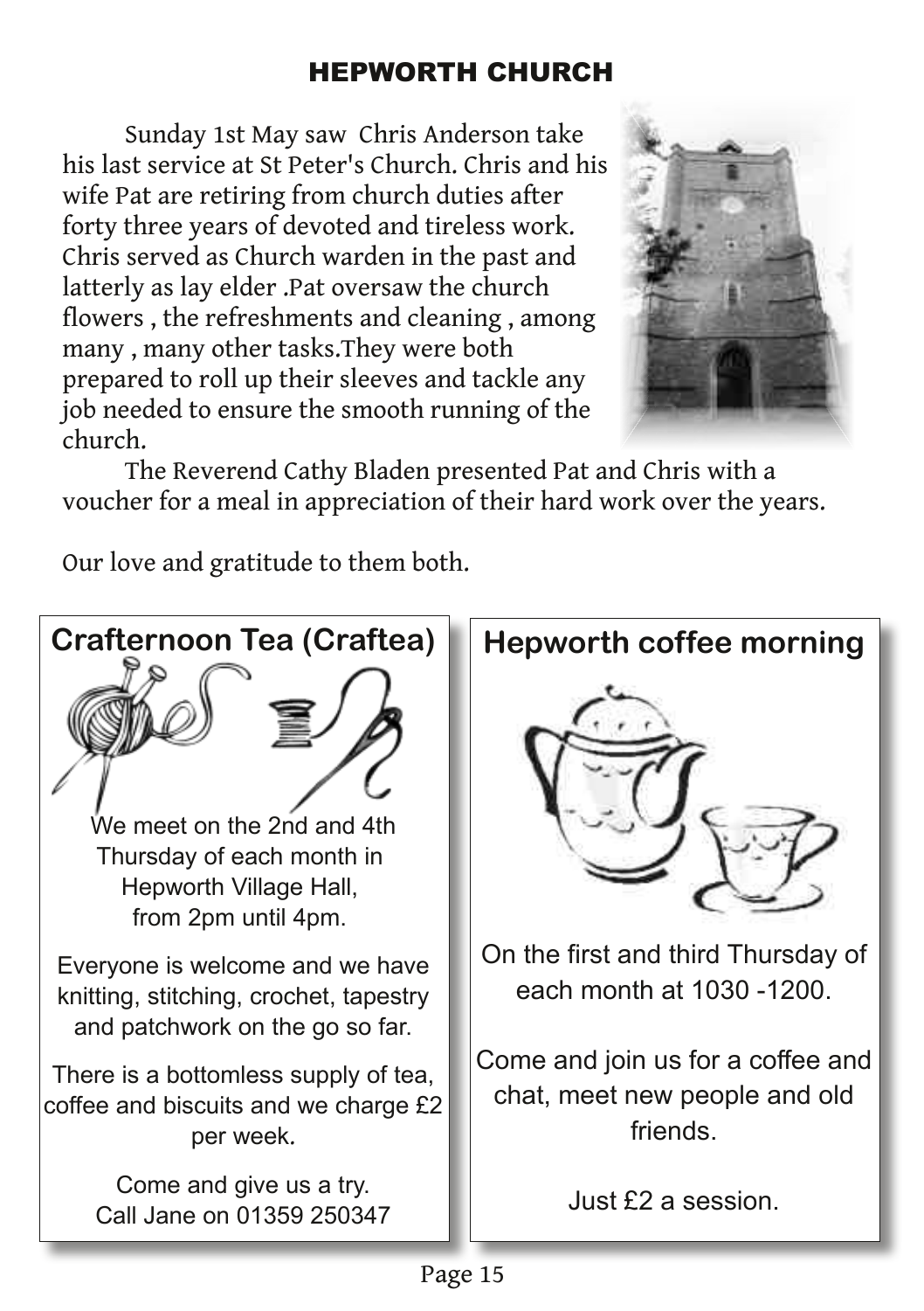# HEPWORTH CHURCH

Sunday 1st May saw Chris Anderson take his last service at St Peter's Church. Chris and his wife Pat are retiring from church duties after forty three years of devoted and tireless work. Chris served as Church warden in the past and latterly as lay elder .Pat oversaw the church flowers , the refreshments and cleaning , among many , many other tasks.They were both prepared to roll up their sleeves and tackle any job needed to ensure the smooth running of the church.

The Reverend Cathy Bladen presented Pat and Chris with a voucher for a meal in appreciation of their hard work over the years.

Our love and gratitude to them both.

## Crafternoon Tea (Craftea)

We meet on the 2nd and 4th Thursday of each month in Hepworth Village Hall, from 2pm until 4pm.

Everyone is welcome and we have knitting, stitching, crochet, tapestry and patchwork on the go so far.

There is a bottomless supply of tea, coffee and biscuits and we charge £2 per week.

Come and give us a try.
Call Jane on 01359 250347

## Hepworth coffee morning

On the first and third Thursday of each month at 1030 -1200.

Come and join us for a coffee and chat, meet new people and old friends.

Just £2 a session.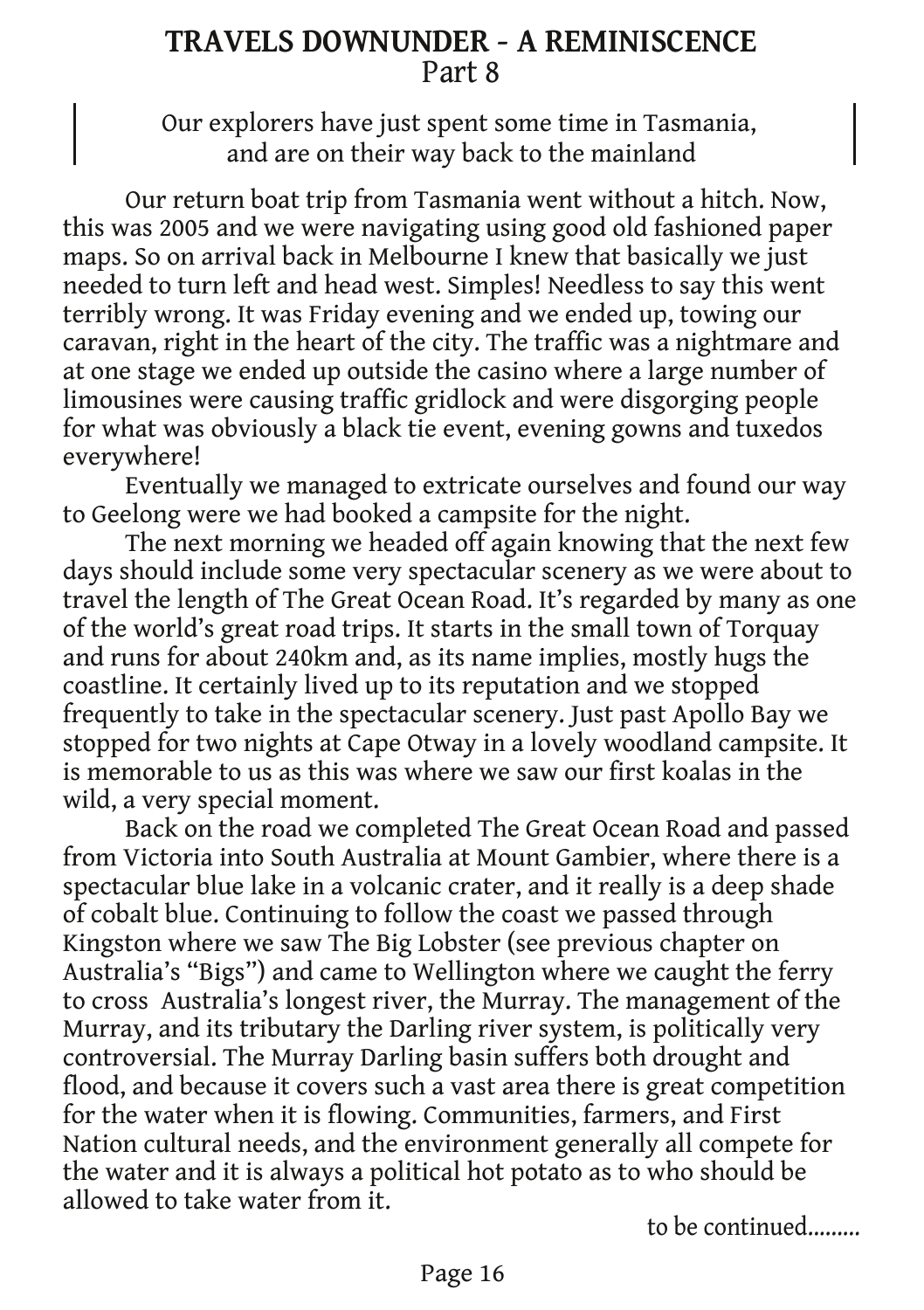# TRAVELS DOWNUNDER - A REMINISCENCE
## Part 8

*Our explorers have just spent some time in Tasmania, and are on their way back to the mainland*

Our return boat trip from Tasmania went without a hitch. Now, this was 2005 and we were navigating using good old fashioned paper maps. So on arrival back in Melbourne I knew that basically we just needed to turn left and head west. Simples! Needless to say this went terribly wrong. It was Friday evening and we ended up, towing our caravan, right in the heart of the city. The traffic was a nightmare and at one stage we ended up outside the casino where a large number of limousines were causing traffic gridlock and were disgorging people for what was obviously a black tie event, evening gowns and tuxedos everywhere!

Eventually we managed to extricate ourselves and found our way to Geelong were we had booked a campsite for the night.

The next morning we headed off again knowing that the next few days should include some very spectacular scenery as we were about to travel the length of The Great Ocean Road. It's regarded by many as one of the world's great road trips. It starts in the small town of Torquay and runs for about 240km and, as its name implies, mostly hugs the coastline. It certainly lived up to its reputation and we stopped frequently to take in the spectacular scenery. Just past Apollo Bay we stopped for two nights at Cape Otway in a lovely woodland campsite. It is memorable to us as this was where we saw our first koalas in the wild, a very special moment.

Back on the road we completed The Great Ocean Road and passed from Victoria into South Australia at Mount Gambier, where there is a spectacular blue lake in a volcanic crater, and it really is a deep shade of cobalt blue. Continuing to follow the coast we passed through Kingston where we saw The Big Lobster (see previous chapter on Australia's "Bigs") and came to Wellington where we caught the ferry to cross Australia's longest river, the Murray. The management of the Murray, and its tributary the Darling river system, is politically very controversial. The Murray Darling basin suffers both drought and flood, and because it covers such a vast area there is great competition for the water when it is flowing. Communities, farmers, and First Nation cultural needs, and the environment generally all compete for the water and it is always a political hot potato as to who should be allowed to take water from it.

to be continued.........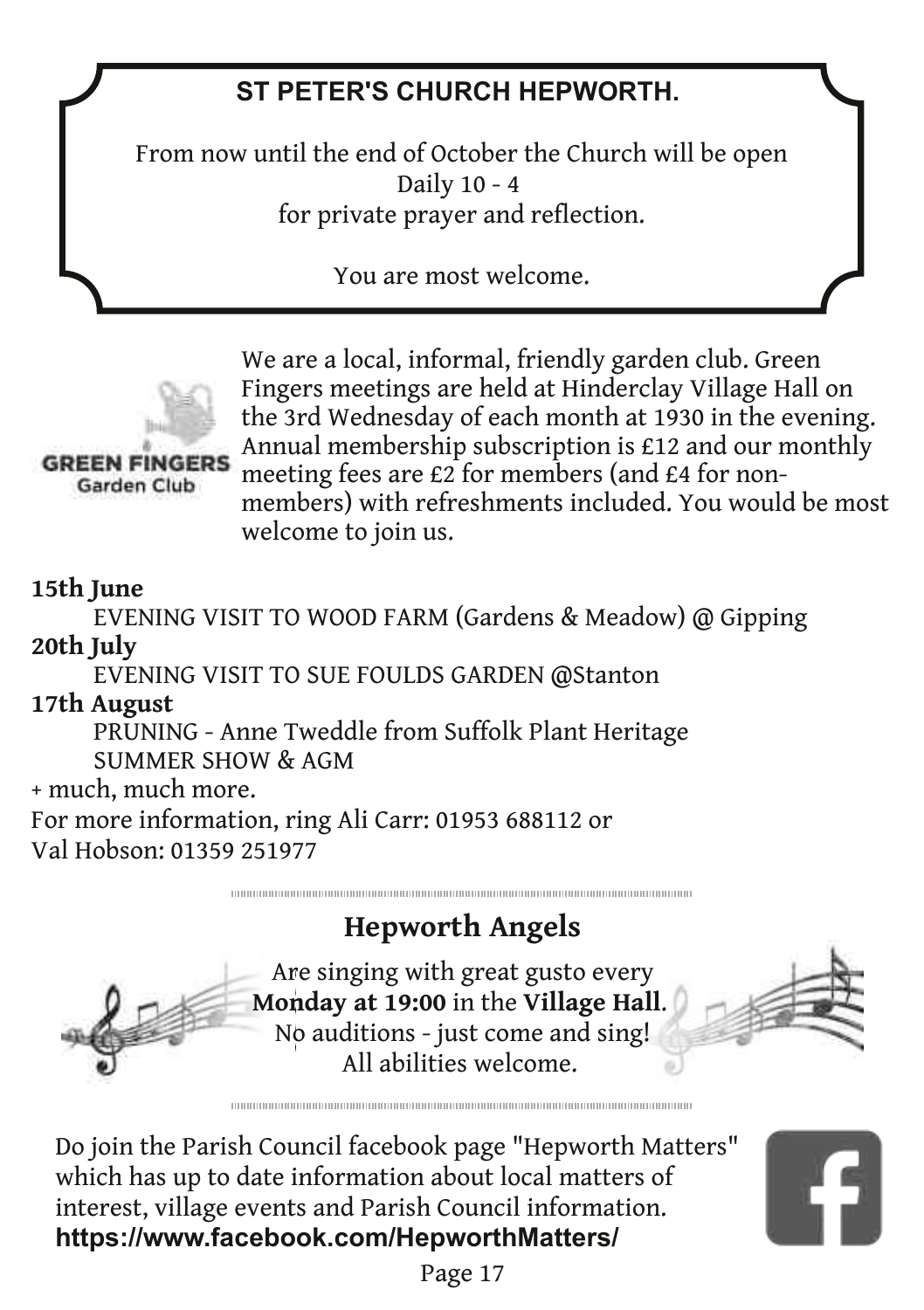## ST PETER'S CHURCH HEPWORTH.

From now until the end of October the Church will be open
Daily 10 - 4
for private prayer and reflection.

You are most welcome.

GREEN FINGERS
Garden Club

We are a local, informal, friendly garden club. Green Fingers meetings are held at Hinderclay Village Hall on the 3rd Wednesday of each month at 1930 in the evening. Annual membership subscription is £12 and our monthly meeting fees are £2 for members (and £4 for non-members) with refreshments included. You would be most welcome to join us.

**15th June**
EVENING VISIT TO WOOD FARM (Gardens & Meadow) @ Gipping

**20th July**
EVENING VISIT TO SUE FOULDS GARDEN @Stanton

**17th August**
PRUNING - Anne Tweddle from Suffolk Plant Heritage
SUMMER SHOW & AGM

+ much, much more.

For more information, ring Ali Carr: 01953 688112 or
Val Hobson: 01359 251977

## Hepworth Angels

Are singing with great gusto every
**Monday at 19:00** in the **Village Hall**.
No auditions - just come and sing!
All abilities welcome.

Do join the Parish Council facebook page "Hepworth Matters" which has up to date information about local matters of interest, village events and Parish Council information.
**https://www.facebook.com/HepworthMatters/**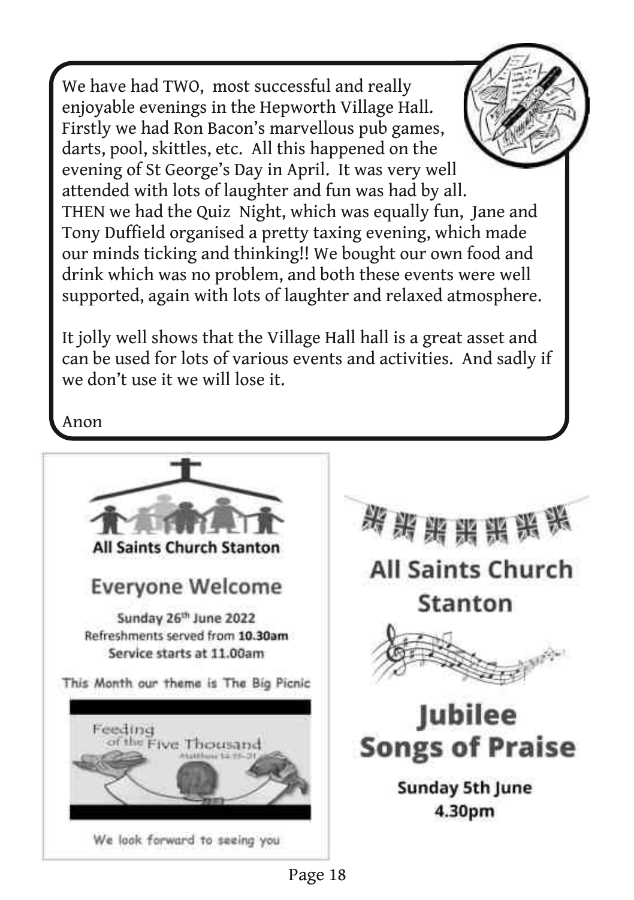We have had TWO, most successful and really enjoyable evenings in the Hepworth Village Hall. Firstly we had Ron Bacon's marvellous pub games, darts, pool, skittles, etc. All this happened on the evening of St George's Day in April. It was very well attended with lots of laughter and fun was had by all. THEN we had the Quiz Night, which was equally fun, Jane and Tony Duffield organised a pretty taxing evening, which made our minds ticking and thinking!! We bought our own food and drink which was no problem, and both these events were well supported, again with lots of laughter and relaxed atmosphere.

It jolly well shows that the Village Hall hall is a great asset and can be used for lots of various events and activities. And sadly if we don't use it we will lose it.

Anon

**All Saints Church Stanton**

## Everyone Welcome

Sunday 26th June 2022
Refreshments served from **10.30am**
Service starts at 11.00am

This Month our theme is The Big Picnic

Feeding of the Five Thousand
Matthew 14:13-21

We look forward to seeing you

## All Saints Church Stanton

# Jubilee Songs of Praise

**Sunday 5th June**
**4.30pm**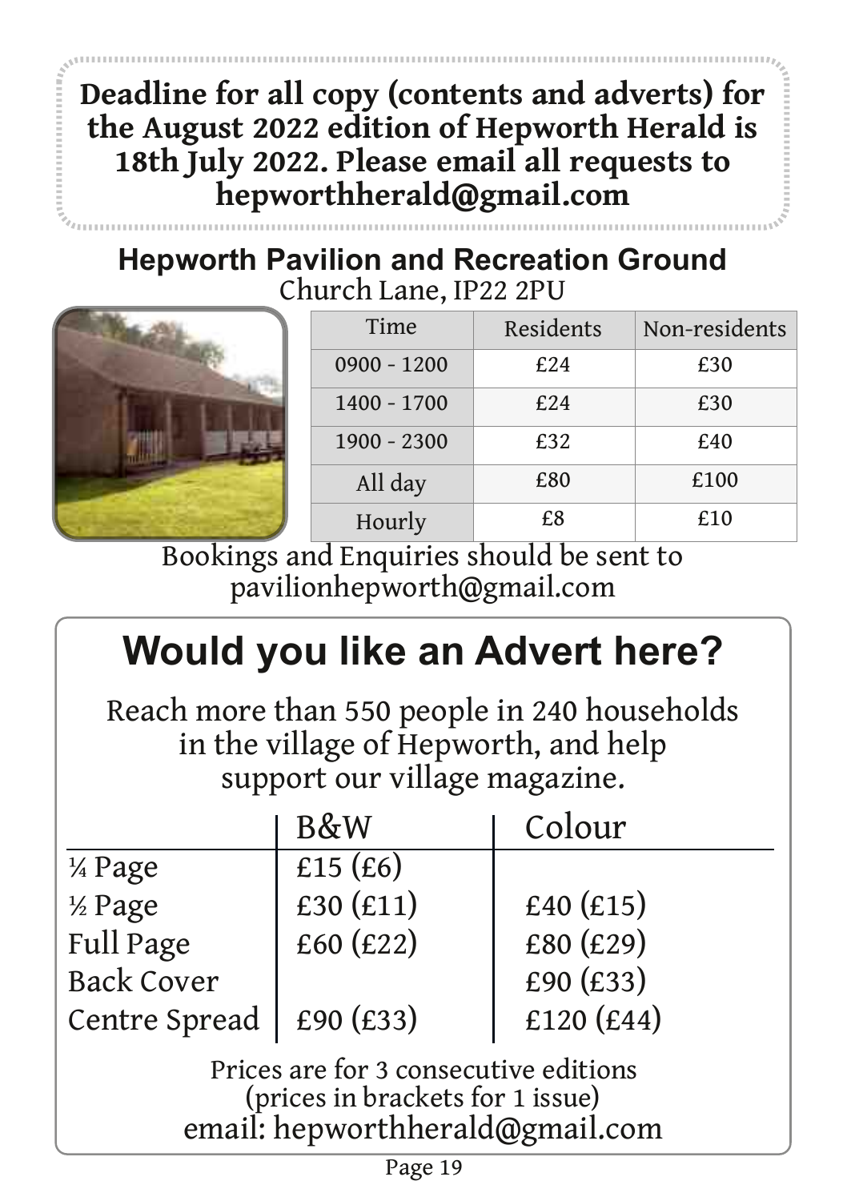**Deadline for all copy (contents and adverts) for the August 2022 edition of Hepworth Herald is 18th July 2022. Please email all requests to hepworthherald@gmail.com**

## Hepworth Pavilion and Recreation Ground

Church Lane, IP22 2PU

| Time | Residents | Non-residents |
|---|---|---|
| 0900 - 1200 | £24 | £30 |
| 1400 - 1700 | £24 | £30 |
| 1900 - 2300 | £32 | £40 |
| All day | £80 | £100 |
| Hourly | £8 | £10 |

Bookings and Enquiries should be sent to pavilionhepworth@gmail.com

## Would you like an Advert here?

Reach more than 550 people in 240 households in the village of Hepworth, and help support our village magazine.

| | B&W | Colour |
|---|---|---|
| ¼ Page | £15 (£6) | |
| ½ Page | £30 (£11) | £40 (£15) |
| Full Page | £60 (£22) | £80 (£29) |
| Back Cover | | £90 (£33) |
| Centre Spread | £90 (£33) | £120 (£44) |

Prices are for 3 consecutive editions (prices in brackets for 1 issue)

email: hepworthherald@gmail.com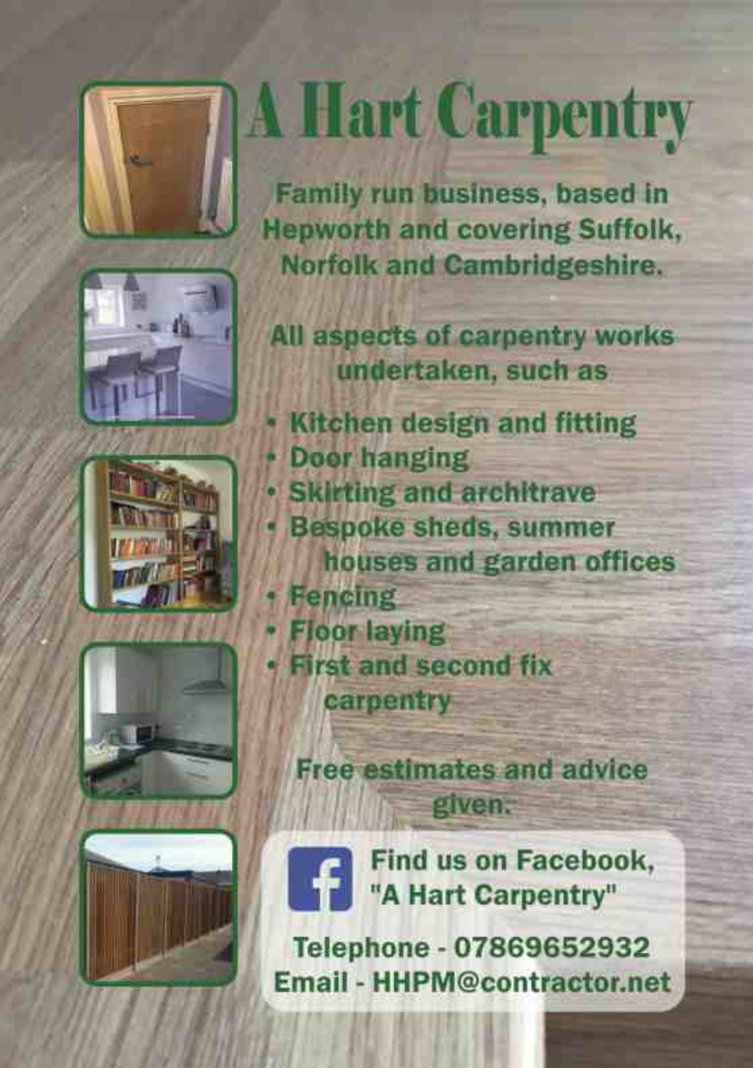# A Hart Carpentry

Family run business, based in Hepworth and covering Suffolk, Norfolk and Cambridgeshire.

All aspects of carpentry works undertaken, such as

- Kitchen design and fitting
- Door hanging
- Skirting and architrave
- Bespoke sheds, summer houses and garden offices
- Fencing
- Floor laying
- First and second fix carpentry

Free estimates and advice given.

Find us on Facebook, "A Hart Carpentry"

Telephone - 07869652932
Email - HHPM@contractor.net